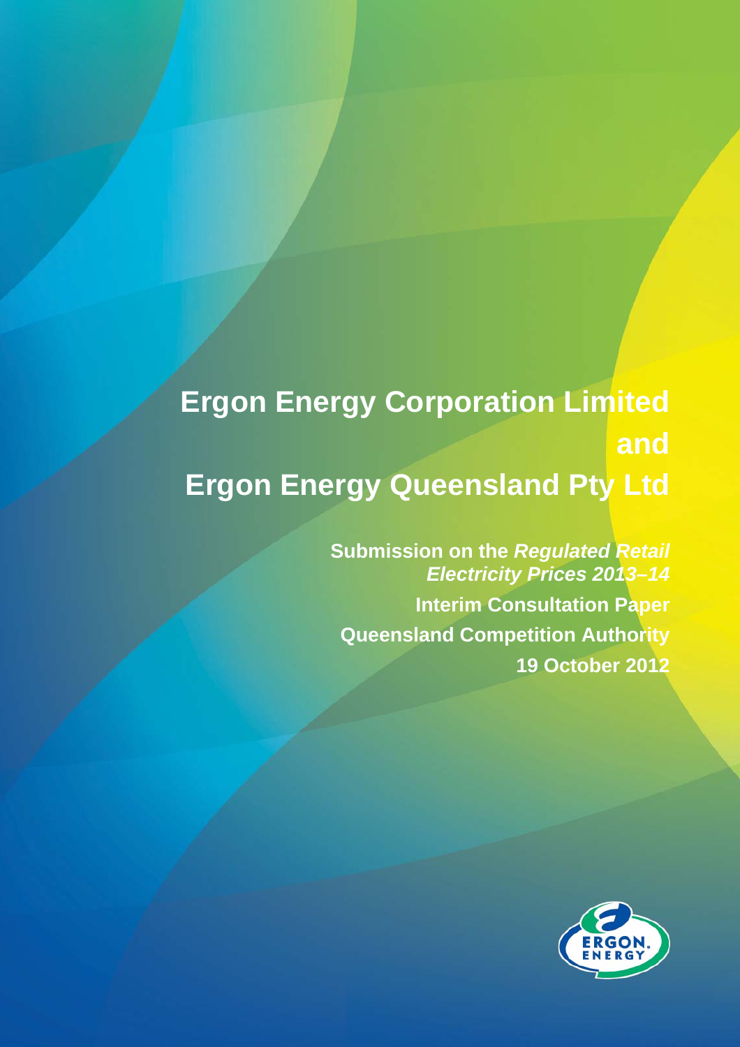# Ergon Energy Corporation Limited

# and

# Ergon Energy Queensland Pty Ltd

**Submission on the *Regulated Retail Electricity Prices 2013–14***

**Interim Consultation Paper**

**Queensland Competition Authority**

**19 October 2012**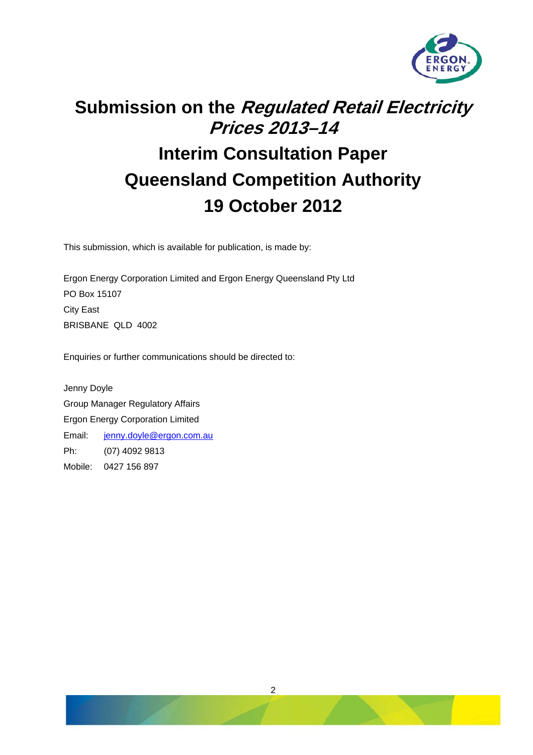# Submission on the *Regulated Retail Electricity Prices 2013–14*

# Interim Consultation Paper

# Queensland Competition Authority

# 19 October 2012

This submission, which is available for publication, is made by:

Ergon Energy Corporation Limited and Ergon Energy Queensland Pty Ltd
PO Box 15107
City East
BRISBANE QLD 4002

Enquiries or further communications should be directed to:

Jenny Doyle
Group Manager Regulatory Affairs
Ergon Energy Corporation Limited
Email: jenny.doyle@ergon.com.au
Ph: (07) 4092 9813
Mobile: 0427 156 897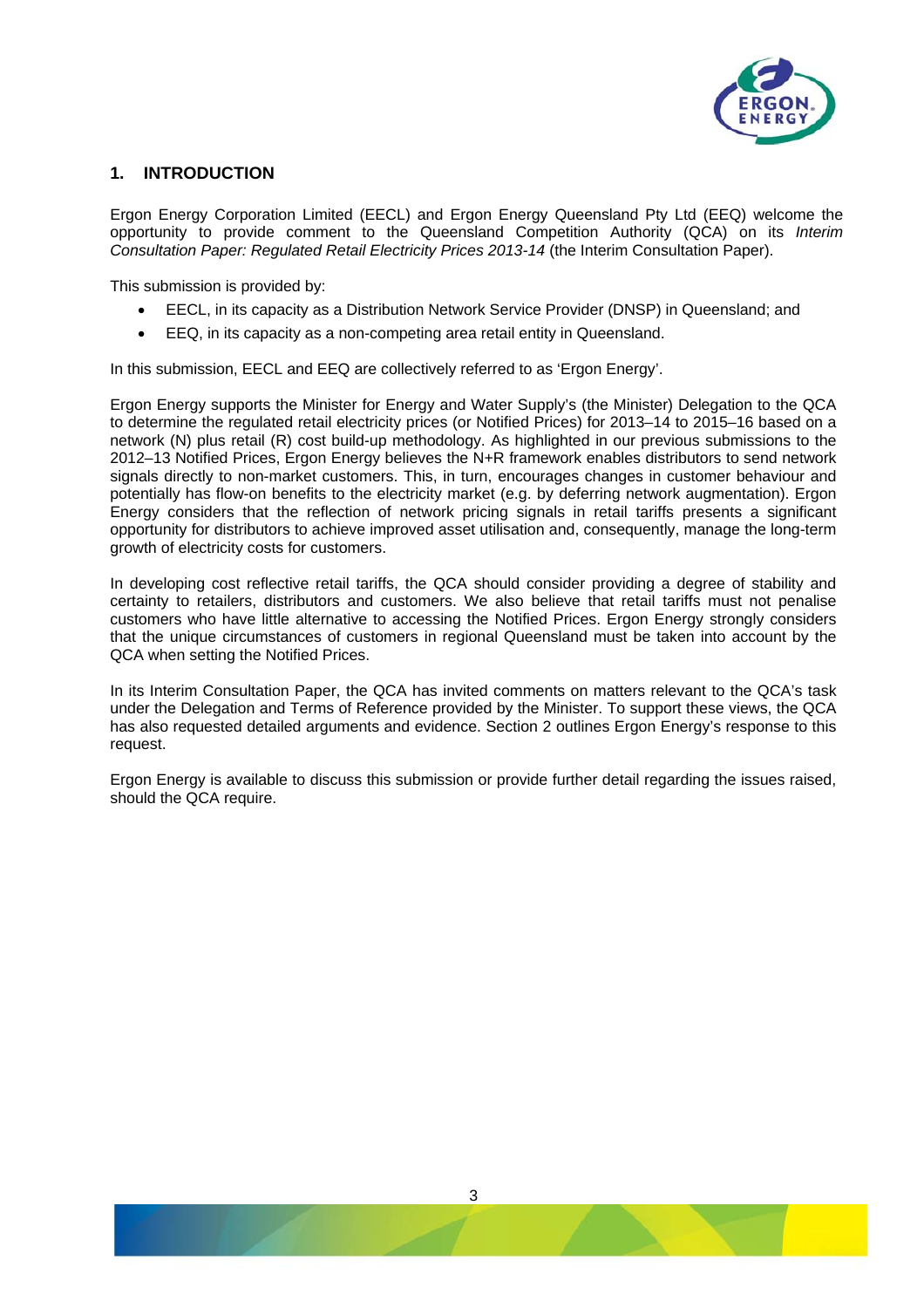## 1. INTRODUCTION

Ergon Energy Corporation Limited (EECL) and Ergon Energy Queensland Pty Ltd (EEQ) welcome the opportunity to provide comment to the Queensland Competition Authority (QCA) on its *Interim Consultation Paper: Regulated Retail Electricity Prices 2013-14* (the Interim Consultation Paper).

This submission is provided by:

- EECL, in its capacity as a Distribution Network Service Provider (DNSP) in Queensland; and
- EEQ, in its capacity as a non-competing area retail entity in Queensland.

In this submission, EECL and EEQ are collectively referred to as 'Ergon Energy'.

Ergon Energy supports the Minister for Energy and Water Supply's (the Minister) Delegation to the QCA to determine the regulated retail electricity prices (or Notified Prices) for 2013–14 to 2015–16 based on a network (N) plus retail (R) cost build-up methodology. As highlighted in our previous submissions to the 2012–13 Notified Prices, Ergon Energy believes the N+R framework enables distributors to send network signals directly to non-market customers. This, in turn, encourages changes in customer behaviour and potentially has flow-on benefits to the electricity market (e.g. by deferring network augmentation). Ergon Energy considers that the reflection of network pricing signals in retail tariffs presents a significant opportunity for distributors to achieve improved asset utilisation and, consequently, manage the long-term growth of electricity costs for customers.

In developing cost reflective retail tariffs, the QCA should consider providing a degree of stability and certainty to retailers, distributors and customers. We also believe that retail tariffs must not penalise customers who have little alternative to accessing the Notified Prices. Ergon Energy strongly considers that the unique circumstances of customers in regional Queensland must be taken into account by the QCA when setting the Notified Prices.

In its Interim Consultation Paper, the QCA has invited comments on matters relevant to the QCA's task under the Delegation and Terms of Reference provided by the Minister. To support these views, the QCA has also requested detailed arguments and evidence. Section 2 outlines Ergon Energy's response to this request.

Ergon Energy is available to discuss this submission or provide further detail regarding the issues raised, should the QCA require.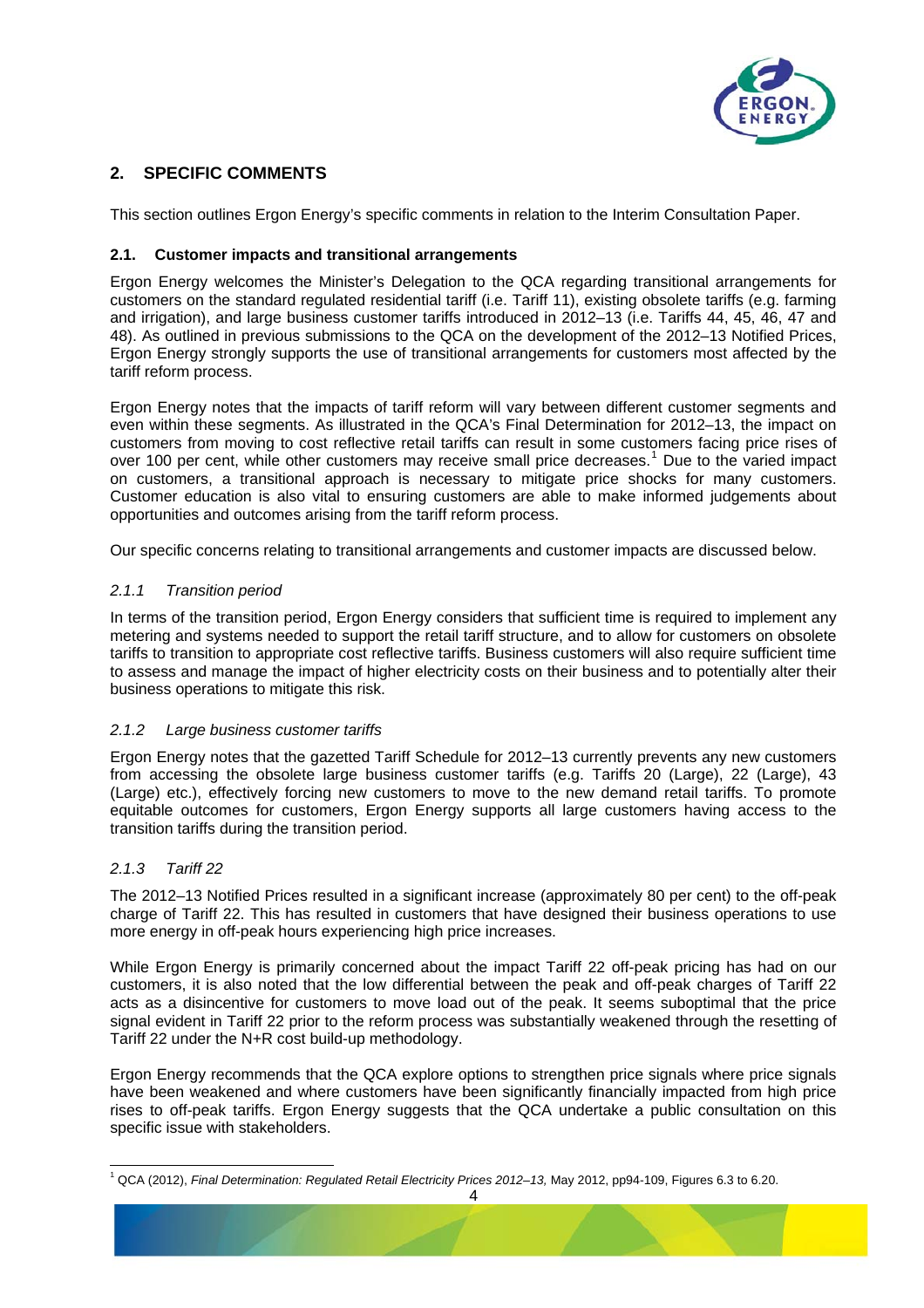## 2. SPECIFIC COMMENTS

This section outlines Ergon Energy's specific comments in relation to the Interim Consultation Paper.

### 2.1. Customer impacts and transitional arrangements

Ergon Energy welcomes the Minister's Delegation to the QCA regarding transitional arrangements for customers on the standard regulated residential tariff (i.e. Tariff 11), existing obsolete tariffs (e.g. farming and irrigation), and large business customer tariffs introduced in 2012–13 (i.e. Tariffs 44, 45, 46, 47 and 48). As outlined in previous submissions to the QCA on the development of the 2012–13 Notified Prices, Ergon Energy strongly supports the use of transitional arrangements for customers most affected by the tariff reform process.

Ergon Energy notes that the impacts of tariff reform will vary between different customer segments and even within these segments. As illustrated in the QCA's Final Determination for 2012–13, the impact on customers from moving to cost reflective retail tariffs can result in some customers facing price rises of over 100 per cent, while other customers may receive small price decreases.[1] Due to the varied impact on customers, a transitional approach is necessary to mitigate price shocks for many customers. Customer education is also vital to ensuring customers are able to make informed judgements about opportunities and outcomes arising from the tariff reform process.

Our specific concerns relating to transitional arrangements and customer impacts are discussed below.

#### *2.1.1 Transition period*

In terms of the transition period, Ergon Energy considers that sufficient time is required to implement any metering and systems needed to support the retail tariff structure, and to allow for customers on obsolete tariffs to transition to appropriate cost reflective tariffs. Business customers will also require sufficient time to assess and manage the impact of higher electricity costs on their business and to potentially alter their business operations to mitigate this risk.

#### *2.1.2 Large business customer tariffs*

Ergon Energy notes that the gazetted Tariff Schedule for 2012–13 currently prevents any new customers from accessing the obsolete large business customer tariffs (e.g. Tariffs 20 (Large), 22 (Large), 43 (Large) etc.), effectively forcing new customers to move to the new demand retail tariffs. To promote equitable outcomes for customers, Ergon Energy supports all large customers having access to the transition tariffs during the transition period.

#### *2.1.3 Tariff 22*

The 2012–13 Notified Prices resulted in a significant increase (approximately 80 per cent) to the off-peak charge of Tariff 22. This has resulted in customers that have designed their business operations to use more energy in off-peak hours experiencing high price increases.

While Ergon Energy is primarily concerned about the impact Tariff 22 off-peak pricing has had on our customers, it is also noted that the low differential between the peak and off-peak charges of Tariff 22 acts as a disincentive for customers to move load out of the peak. It seems suboptimal that the price signal evident in Tariff 22 prior to the reform process was substantially weakened through the resetting of Tariff 22 under the N+R cost build-up methodology.

Ergon Energy recommends that the QCA explore options to strengthen price signals where price signals have been weakened and where customers have been significantly financially impacted from high price rises to off-peak tariffs. Ergon Energy suggests that the QCA undertake a public consultation on this specific issue with stakeholders.

---

[1] QCA (2012), *Final Determination: Regulated Retail Electricity Prices 2012–13,* May 2012, pp94-109, Figures 6.3 to 6.20.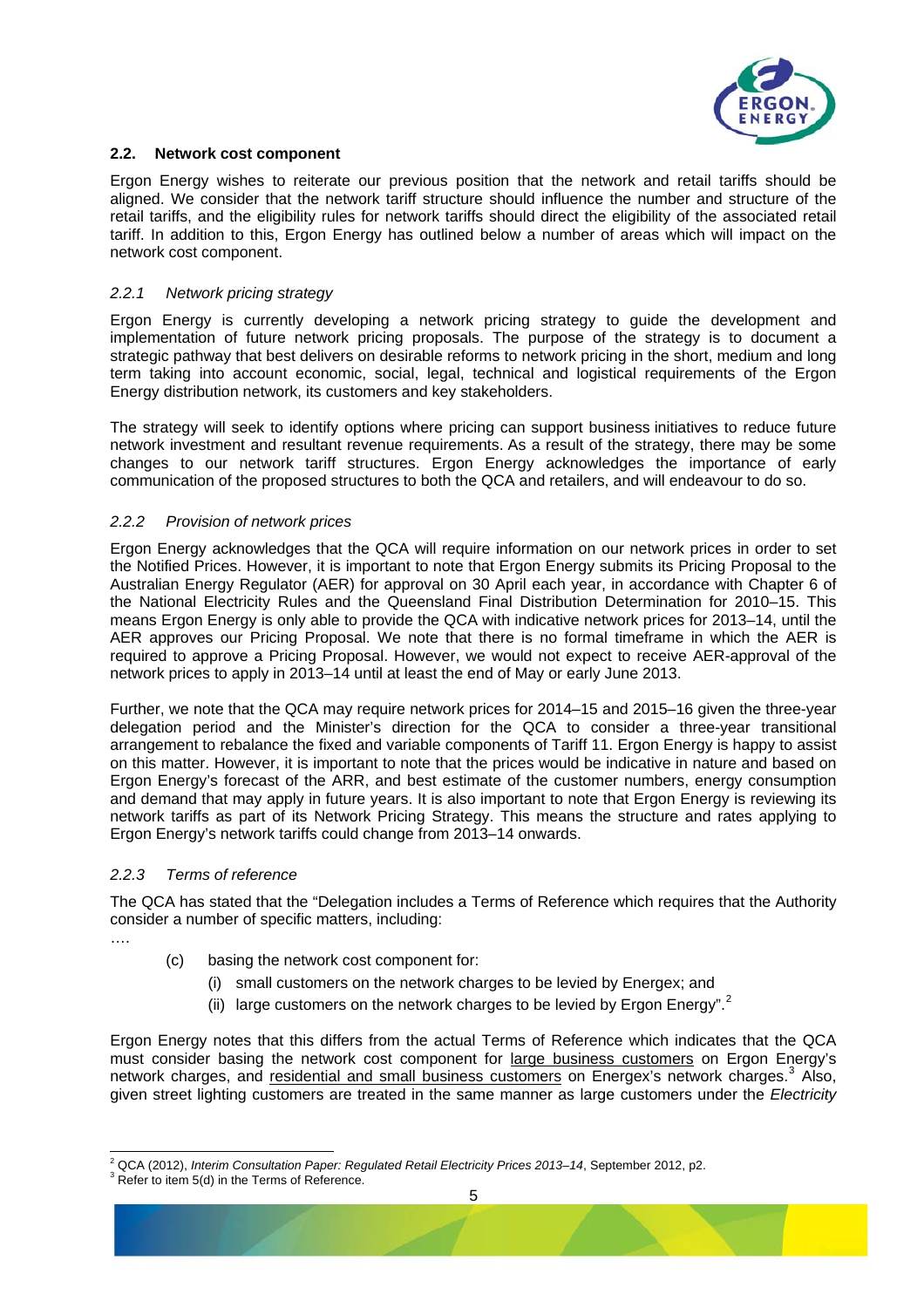## 2.2. Network cost component

Ergon Energy wishes to reiterate our previous position that the network and retail tariffs should be aligned. We consider that the network tariff structure should influence the number and structure of the retail tariffs, and the eligibility rules for network tariffs should direct the eligibility of the associated retail tariff. In addition to this, Ergon Energy has outlined below a number of areas which will impact on the network cost component.

### *2.2.1 Network pricing strategy*

Ergon Energy is currently developing a network pricing strategy to guide the development and implementation of future network pricing proposals. The purpose of the strategy is to document a strategic pathway that best delivers on desirable reforms to network pricing in the short, medium and long term taking into account economic, social, legal, technical and logistical requirements of the Ergon Energy distribution network, its customers and key stakeholders.

The strategy will seek to identify options where pricing can support business initiatives to reduce future network investment and resultant revenue requirements. As a result of the strategy, there may be some changes to our network tariff structures. Ergon Energy acknowledges the importance of early communication of the proposed structures to both the QCA and retailers, and will endeavour to do so.

### *2.2.2 Provision of network prices*

Ergon Energy acknowledges that the QCA will require information on our network prices in order to set the Notified Prices. However, it is important to note that Ergon Energy submits its Pricing Proposal to the Australian Energy Regulator (AER) for approval on 30 April each year, in accordance with Chapter 6 of the National Electricity Rules and the Queensland Final Distribution Determination for 2010–15. This means Ergon Energy is only able to provide the QCA with indicative network prices for 2013–14, until the AER approves our Pricing Proposal. We note that there is no formal timeframe in which the AER is required to approve a Pricing Proposal. However, we would not expect to receive AER-approval of the network prices to apply in 2013–14 until at least the end of May or early June 2013.

Further, we note that the QCA may require network prices for 2014–15 and 2015–16 given the three-year delegation period and the Minister's direction for the QCA to consider a three-year transitional arrangement to rebalance the fixed and variable components of Tariff 11. Ergon Energy is happy to assist on this matter. However, it is important to note that the prices would be indicative in nature and based on Ergon Energy's forecast of the ARR, and best estimate of the customer numbers, energy consumption and demand that may apply in future years. It is also important to note that Ergon Energy is reviewing its network tariffs as part of its Network Pricing Strategy. This means the structure and rates applying to Ergon Energy's network tariffs could change from 2013–14 onwards.

### *2.2.3 Terms of reference*

The QCA has stated that the "Delegation includes a Terms of Reference which requires that the Authority consider a number of specific matters, including:

….

(c) basing the network cost component for:

(i) small customers on the network charges to be levied by Energex; and

(ii) large customers on the network charges to be levied by Ergon Energy".[2]

Ergon Energy notes that this differs from the actual Terms of Reference which indicates that the QCA must consider basing the network cost component for large business customers on Ergon Energy's network charges, and residential and small business customers on Energex's network charges.[3] Also, given street lighting customers are treated in the same manner as large customers under the *Electricity*

[2] QCA (2012), *Interim Consultation Paper: Regulated Retail Electricity Prices 2013–14*, September 2012, p2.

[3] Refer to item 5(d) in the Terms of Reference.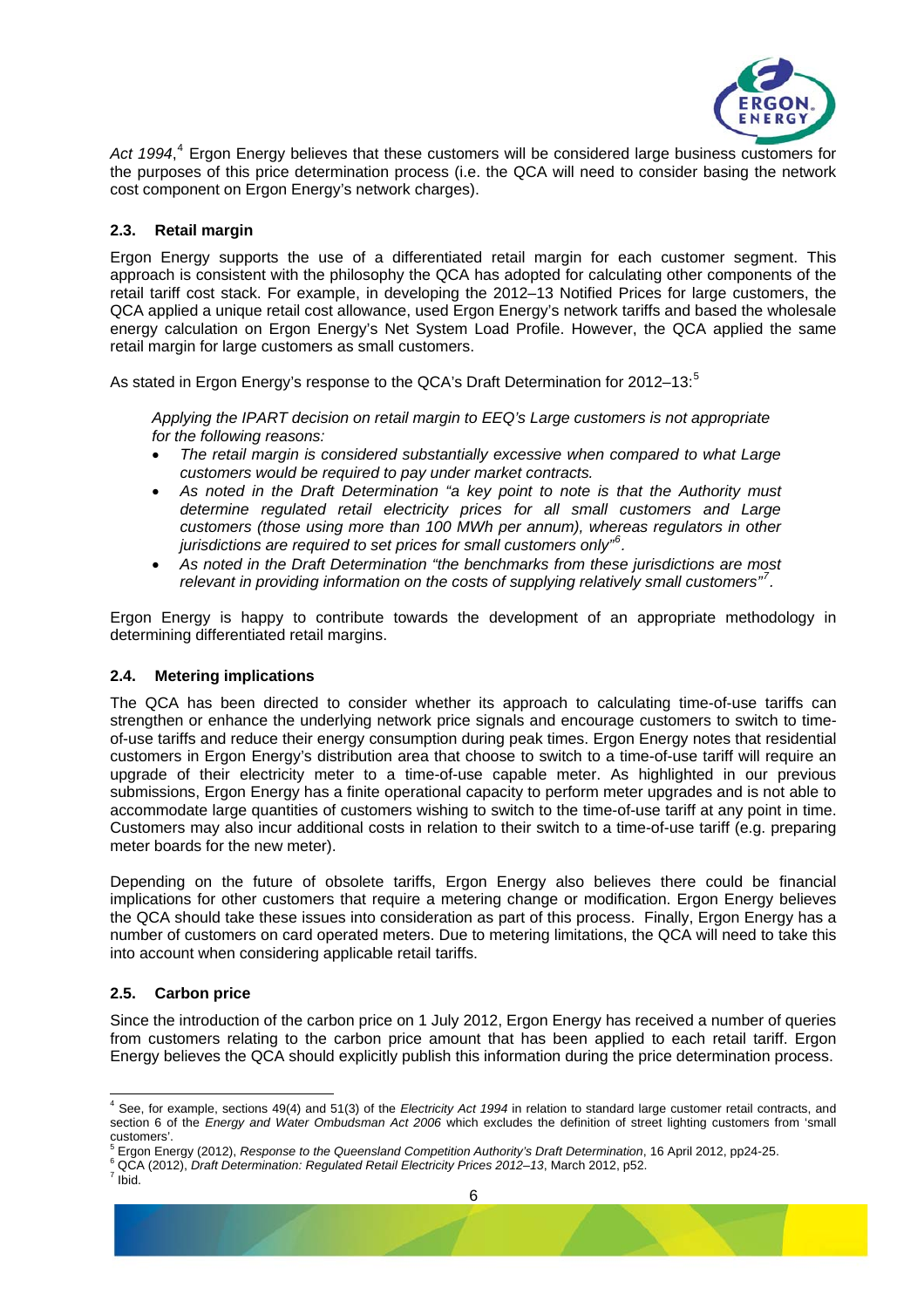*Act 1994*,[4] Ergon Energy believes that these customers will be considered large business customers for the purposes of this price determination process (i.e. the QCA will need to consider basing the network cost component on Ergon Energy's network charges).

### 2.3. Retail margin

Ergon Energy supports the use of a differentiated retail margin for each customer segment. This approach is consistent with the philosophy the QCA has adopted for calculating other components of the retail tariff cost stack. For example, in developing the 2012–13 Notified Prices for large customers, the QCA applied a unique retail cost allowance, used Ergon Energy's network tariffs and based the wholesale energy calculation on Ergon Energy's Net System Load Profile. However, the QCA applied the same retail margin for large customers as small customers.

As stated in Ergon Energy's response to the QCA's Draft Determination for 2012–13:[5]

> *Applying the IPART decision on retail margin to EEQ's Large customers is not appropriate for the following reasons:*
>
> - *The retail margin is considered substantially excessive when compared to what Large customers would be required to pay under market contracts.*
> - *As noted in the Draft Determination "a key point to note is that the Authority must determine regulated retail electricity prices for all small customers and Large customers (those using more than 100 MWh per annum), whereas regulators in other jurisdictions are required to set prices for small customers only"[6].*
> - *As noted in the Draft Determination "the benchmarks from these jurisdictions are most relevant in providing information on the costs of supplying relatively small customers"[7].*

Ergon Energy is happy to contribute towards the development of an appropriate methodology in determining differentiated retail margins.

### 2.4. Metering implications

The QCA has been directed to consider whether its approach to calculating time-of-use tariffs can strengthen or enhance the underlying network price signals and encourage customers to switch to time-of-use tariffs and reduce their energy consumption during peak times. Ergon Energy notes that residential customers in Ergon Energy's distribution area that choose to switch to a time-of-use tariff will require an upgrade of their electricity meter to a time-of-use capable meter. As highlighted in our previous submissions, Ergon Energy has a finite operational capacity to perform meter upgrades and is not able to accommodate large quantities of customers wishing to switch to the time-of-use tariff at any point in time. Customers may also incur additional costs in relation to their switch to a time-of-use tariff (e.g. preparing meter boards for the new meter).

Depending on the future of obsolete tariffs, Ergon Energy also believes there could be financial implications for other customers that require a metering change or modification. Ergon Energy believes the QCA should take these issues into consideration as part of this process. Finally, Ergon Energy has a number of customers on card operated meters. Due to metering limitations, the QCA will need to take this into account when considering applicable retail tariffs.

### 2.5. Carbon price

Since the introduction of the carbon price on 1 July 2012, Ergon Energy has received a number of queries from customers relating to the carbon price amount that has been applied to each retail tariff. Ergon Energy believes the QCA should explicitly publish this information during the price determination process.

---

[4] See, for example, sections 49(4) and 51(3) of the *Electricity Act 1994* in relation to standard large customer retail contracts, and section 6 of the *Energy and Water Ombudsman Act 2006* which excludes the definition of street lighting customers from 'small customers'.

[5] Ergon Energy (2012), *Response to the Queensland Competition Authority's Draft Determination*, 16 April 2012, pp24-25.

[6] QCA (2012), *Draft Determination: Regulated Retail Electricity Prices 2012–13*, March 2012, p52.

[7] Ibid.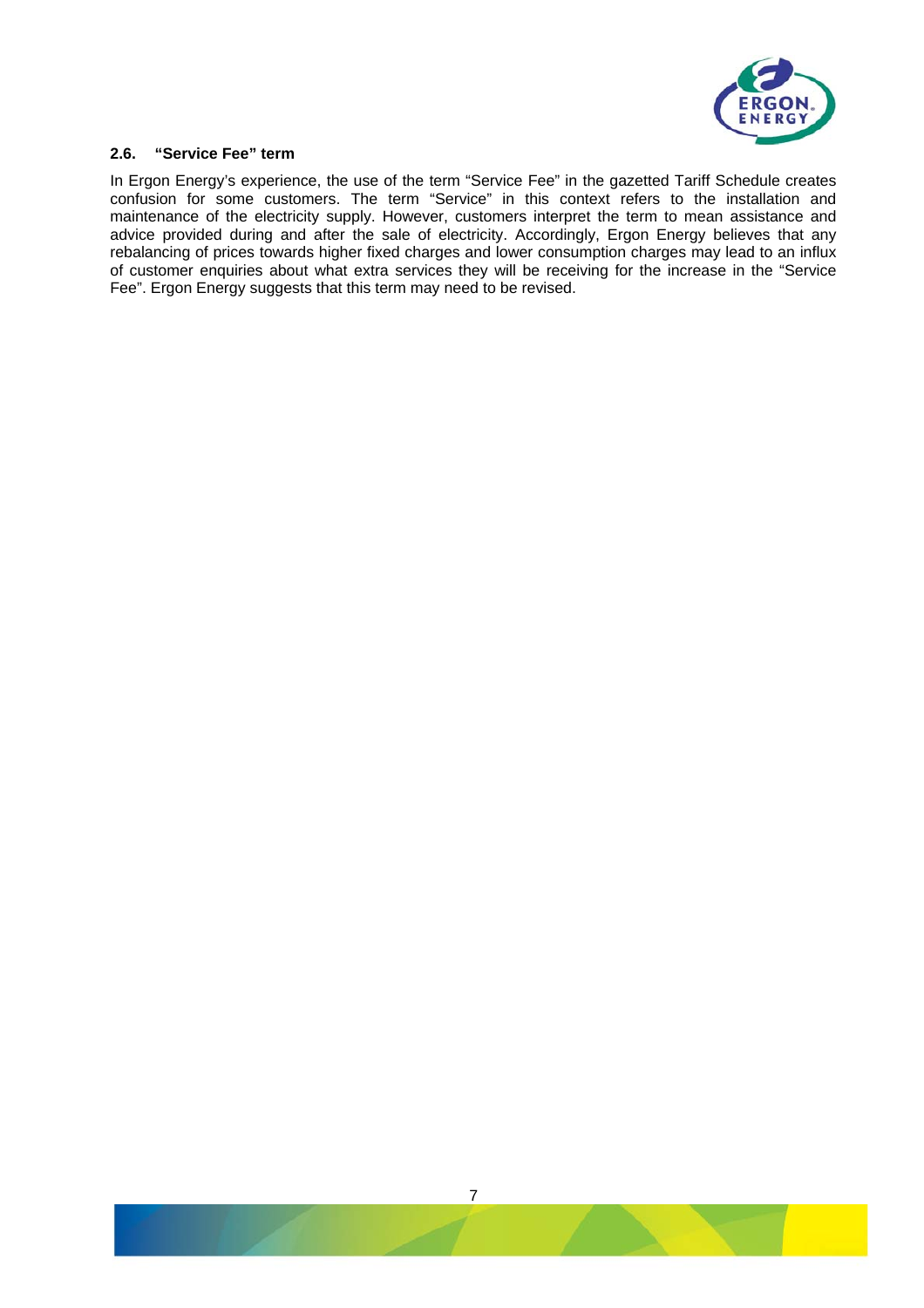### 2.6. "Service Fee" term

In Ergon Energy's experience, the use of the term "Service Fee" in the gazetted Tariff Schedule creates confusion for some customers. The term "Service" in this context refers to the installation and maintenance of the electricity supply. However, customers interpret the term to mean assistance and advice provided during and after the sale of electricity. Accordingly, Ergon Energy believes that any rebalancing of prices towards higher fixed charges and lower consumption charges may lead to an influx of customer enquiries about what extra services they will be receiving for the increase in the "Service Fee". Ergon Energy suggests that this term may need to be revised.